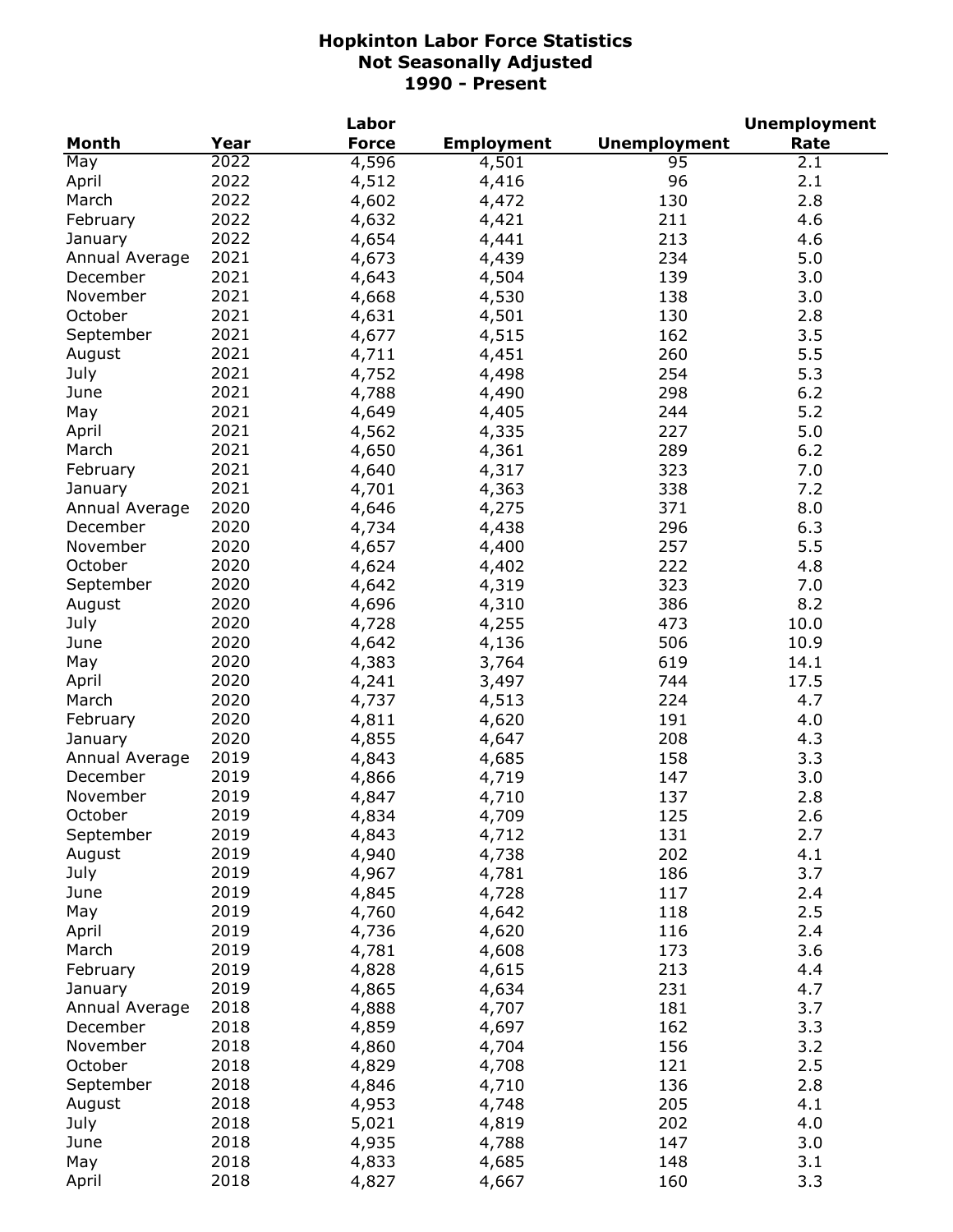# Hopkinton Labor Force Statistics
## Not Seasonally Adjusted
## 1990 - Present

| Month | Year | Labor Force | Employment | Unemployment | Unemployment Rate |
|---|---|---|---|---|---|
| May | 2022 | 4,596 | 4,501 | 95 | 2.1 |
| April | 2022 | 4,512 | 4,416 | 96 | 2.1 |
| March | 2022 | 4,602 | 4,472 | 130 | 2.8 |
| February | 2022 | 4,632 | 4,421 | 211 | 4.6 |
| January | 2022 | 4,654 | 4,441 | 213 | 4.6 |
| Annual Average | 2021 | 4,673 | 4,439 | 234 | 5.0 |
| December | 2021 | 4,643 | 4,504 | 139 | 3.0 |
| November | 2021 | 4,668 | 4,530 | 138 | 3.0 |
| October | 2021 | 4,631 | 4,501 | 130 | 2.8 |
| September | 2021 | 4,677 | 4,515 | 162 | 3.5 |
| August | 2021 | 4,711 | 4,451 | 260 | 5.5 |
| July | 2021 | 4,752 | 4,498 | 254 | 5.3 |
| June | 2021 | 4,788 | 4,490 | 298 | 6.2 |
| May | 2021 | 4,649 | 4,405 | 244 | 5.2 |
| April | 2021 | 4,562 | 4,335 | 227 | 5.0 |
| March | 2021 | 4,650 | 4,361 | 289 | 6.2 |
| February | 2021 | 4,640 | 4,317 | 323 | 7.0 |
| January | 2021 | 4,701 | 4,363 | 338 | 7.2 |
| Annual Average | 2020 | 4,646 | 4,275 | 371 | 8.0 |
| December | 2020 | 4,734 | 4,438 | 296 | 6.3 |
| November | 2020 | 4,657 | 4,400 | 257 | 5.5 |
| October | 2020 | 4,624 | 4,402 | 222 | 4.8 |
| September | 2020 | 4,642 | 4,319 | 323 | 7.0 |
| August | 2020 | 4,696 | 4,310 | 386 | 8.2 |
| July | 2020 | 4,728 | 4,255 | 473 | 10.0 |
| June | 2020 | 4,642 | 4,136 | 506 | 10.9 |
| May | 2020 | 4,383 | 3,764 | 619 | 14.1 |
| April | 2020 | 4,241 | 3,497 | 744 | 17.5 |
| March | 2020 | 4,737 | 4,513 | 224 | 4.7 |
| February | 2020 | 4,811 | 4,620 | 191 | 4.0 |
| January | 2020 | 4,855 | 4,647 | 208 | 4.3 |
| Annual Average | 2019 | 4,843 | 4,685 | 158 | 3.3 |
| December | 2019 | 4,866 | 4,719 | 147 | 3.0 |
| November | 2019 | 4,847 | 4,710 | 137 | 2.8 |
| October | 2019 | 4,834 | 4,709 | 125 | 2.6 |
| September | 2019 | 4,843 | 4,712 | 131 | 2.7 |
| August | 2019 | 4,940 | 4,738 | 202 | 4.1 |
| July | 2019 | 4,967 | 4,781 | 186 | 3.7 |
| June | 2019 | 4,845 | 4,728 | 117 | 2.4 |
| May | 2019 | 4,760 | 4,642 | 118 | 2.5 |
| April | 2019 | 4,736 | 4,620 | 116 | 2.4 |
| March | 2019 | 4,781 | 4,608 | 173 | 3.6 |
| February | 2019 | 4,828 | 4,615 | 213 | 4.4 |
| January | 2019 | 4,865 | 4,634 | 231 | 4.7 |
| Annual Average | 2018 | 4,888 | 4,707 | 181 | 3.7 |
| December | 2018 | 4,859 | 4,697 | 162 | 3.3 |
| November | 2018 | 4,860 | 4,704 | 156 | 3.2 |
| October | 2018 | 4,829 | 4,708 | 121 | 2.5 |
| September | 2018 | 4,846 | 4,710 | 136 | 2.8 |
| August | 2018 | 4,953 | 4,748 | 205 | 4.1 |
| July | 2018 | 5,021 | 4,819 | 202 | 4.0 |
| June | 2018 | 4,935 | 4,788 | 147 | 3.0 |
| May | 2018 | 4,833 | 4,685 | 148 | 3.1 |
| April | 2018 | 4,827 | 4,667 | 160 | 3.3 |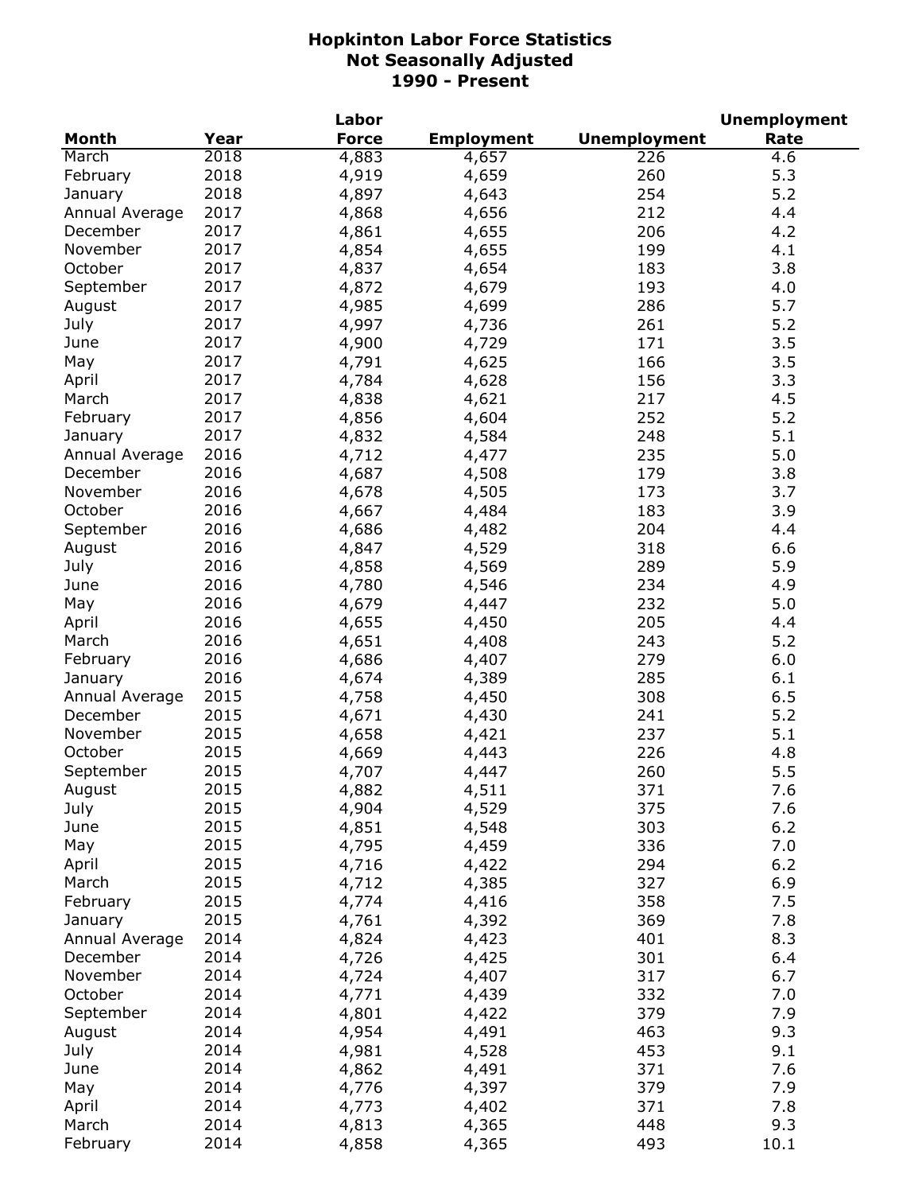# Hopkinton Labor Force Statistics
## Not Seasonally Adjusted
## 1990 - Present

| Month | Year | Labor Force | Employment | Unemployment | Unemployment Rate |
|---|---|---|---|---|---|
| March | 2018 | 4,883 | 4,657 | 226 | 4.6 |
| February | 2018 | 4,919 | 4,659 | 260 | 5.3 |
| January | 2018 | 4,897 | 4,643 | 254 | 5.2 |
| Annual Average | 2017 | 4,868 | 4,656 | 212 | 4.4 |
| December | 2017 | 4,861 | 4,655 | 206 | 4.2 |
| November | 2017 | 4,854 | 4,655 | 199 | 4.1 |
| October | 2017 | 4,837 | 4,654 | 183 | 3.8 |
| September | 2017 | 4,872 | 4,679 | 193 | 4.0 |
| August | 2017 | 4,985 | 4,699 | 286 | 5.7 |
| July | 2017 | 4,997 | 4,736 | 261 | 5.2 |
| June | 2017 | 4,900 | 4,729 | 171 | 3.5 |
| May | 2017 | 4,791 | 4,625 | 166 | 3.5 |
| April | 2017 | 4,784 | 4,628 | 156 | 3.3 |
| March | 2017 | 4,838 | 4,621 | 217 | 4.5 |
| February | 2017 | 4,856 | 4,604 | 252 | 5.2 |
| January | 2017 | 4,832 | 4,584 | 248 | 5.1 |
| Annual Average | 2016 | 4,712 | 4,477 | 235 | 5.0 |
| December | 2016 | 4,687 | 4,508 | 179 | 3.8 |
| November | 2016 | 4,678 | 4,505 | 173 | 3.7 |
| October | 2016 | 4,667 | 4,484 | 183 | 3.9 |
| September | 2016 | 4,686 | 4,482 | 204 | 4.4 |
| August | 2016 | 4,847 | 4,529 | 318 | 6.6 |
| July | 2016 | 4,858 | 4,569 | 289 | 5.9 |
| June | 2016 | 4,780 | 4,546 | 234 | 4.9 |
| May | 2016 | 4,679 | 4,447 | 232 | 5.0 |
| April | 2016 | 4,655 | 4,450 | 205 | 4.4 |
| March | 2016 | 4,651 | 4,408 | 243 | 5.2 |
| February | 2016 | 4,686 | 4,407 | 279 | 6.0 |
| January | 2016 | 4,674 | 4,389 | 285 | 6.1 |
| Annual Average | 2015 | 4,758 | 4,450 | 308 | 6.5 |
| December | 2015 | 4,671 | 4,430 | 241 | 5.2 |
| November | 2015 | 4,658 | 4,421 | 237 | 5.1 |
| October | 2015 | 4,669 | 4,443 | 226 | 4.8 |
| September | 2015 | 4,707 | 4,447 | 260 | 5.5 |
| August | 2015 | 4,882 | 4,511 | 371 | 7.6 |
| July | 2015 | 4,904 | 4,529 | 375 | 7.6 |
| June | 2015 | 4,851 | 4,548 | 303 | 6.2 |
| May | 2015 | 4,795 | 4,459 | 336 | 7.0 |
| April | 2015 | 4,716 | 4,422 | 294 | 6.2 |
| March | 2015 | 4,712 | 4,385 | 327 | 6.9 |
| February | 2015 | 4,774 | 4,416 | 358 | 7.5 |
| January | 2015 | 4,761 | 4,392 | 369 | 7.8 |
| Annual Average | 2014 | 4,824 | 4,423 | 401 | 8.3 |
| December | 2014 | 4,726 | 4,425 | 301 | 6.4 |
| November | 2014 | 4,724 | 4,407 | 317 | 6.7 |
| October | 2014 | 4,771 | 4,439 | 332 | 7.0 |
| September | 2014 | 4,801 | 4,422 | 379 | 7.9 |
| August | 2014 | 4,954 | 4,491 | 463 | 9.3 |
| July | 2014 | 4,981 | 4,528 | 453 | 9.1 |
| June | 2014 | 4,862 | 4,491 | 371 | 7.6 |
| May | 2014 | 4,776 | 4,397 | 379 | 7.9 |
| April | 2014 | 4,773 | 4,402 | 371 | 7.8 |
| March | 2014 | 4,813 | 4,365 | 448 | 9.3 |
| February | 2014 | 4,858 | 4,365 | 493 | 10.1 |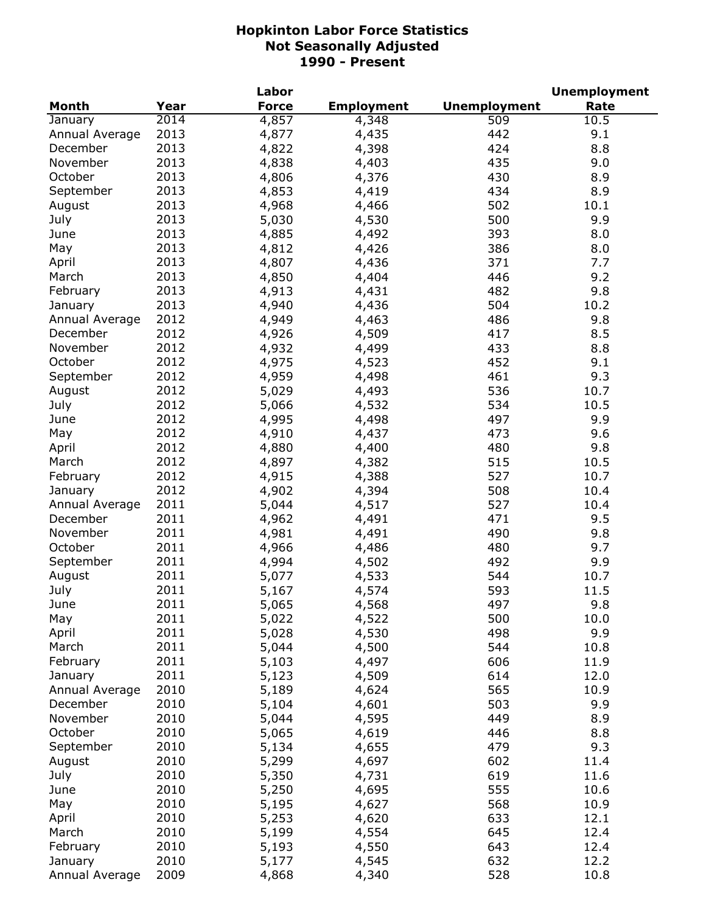# Hopkinton Labor Force Statistics
## Not Seasonally Adjusted
## 1990 - Present

| Month | Year | Labor Force | Employment | Unemployment | Unemployment Rate |
|---|---|---|---|---|---|
| January | 2014 | 4,857 | 4,348 | 509 | 10.5 |
| Annual Average | 2013 | 4,877 | 4,435 | 442 | 9.1 |
| December | 2013 | 4,822 | 4,398 | 424 | 8.8 |
| November | 2013 | 4,838 | 4,403 | 435 | 9.0 |
| October | 2013 | 4,806 | 4,376 | 430 | 8.9 |
| September | 2013 | 4,853 | 4,419 | 434 | 8.9 |
| August | 2013 | 4,968 | 4,466 | 502 | 10.1 |
| July | 2013 | 5,030 | 4,530 | 500 | 9.9 |
| June | 2013 | 4,885 | 4,492 | 393 | 8.0 |
| May | 2013 | 4,812 | 4,426 | 386 | 8.0 |
| April | 2013 | 4,807 | 4,436 | 371 | 7.7 |
| March | 2013 | 4,850 | 4,404 | 446 | 9.2 |
| February | 2013 | 4,913 | 4,431 | 482 | 9.8 |
| January | 2013 | 4,940 | 4,436 | 504 | 10.2 |
| Annual Average | 2012 | 4,949 | 4,463 | 486 | 9.8 |
| December | 2012 | 4,926 | 4,509 | 417 | 8.5 |
| November | 2012 | 4,932 | 4,499 | 433 | 8.8 |
| October | 2012 | 4,975 | 4,523 | 452 | 9.1 |
| September | 2012 | 4,959 | 4,498 | 461 | 9.3 |
| August | 2012 | 5,029 | 4,493 | 536 | 10.7 |
| July | 2012 | 5,066 | 4,532 | 534 | 10.5 |
| June | 2012 | 4,995 | 4,498 | 497 | 9.9 |
| May | 2012 | 4,910 | 4,437 | 473 | 9.6 |
| April | 2012 | 4,880 | 4,400 | 480 | 9.8 |
| March | 2012 | 4,897 | 4,382 | 515 | 10.5 |
| February | 2012 | 4,915 | 4,388 | 527 | 10.7 |
| January | 2012 | 4,902 | 4,394 | 508 | 10.4 |
| Annual Average | 2011 | 5,044 | 4,517 | 527 | 10.4 |
| December | 2011 | 4,962 | 4,491 | 471 | 9.5 |
| November | 2011 | 4,981 | 4,491 | 490 | 9.8 |
| October | 2011 | 4,966 | 4,486 | 480 | 9.7 |
| September | 2011 | 4,994 | 4,502 | 492 | 9.9 |
| August | 2011 | 5,077 | 4,533 | 544 | 10.7 |
| July | 2011 | 5,167 | 4,574 | 593 | 11.5 |
| June | 2011 | 5,065 | 4,568 | 497 | 9.8 |
| May | 2011 | 5,022 | 4,522 | 500 | 10.0 |
| April | 2011 | 5,028 | 4,530 | 498 | 9.9 |
| March | 2011 | 5,044 | 4,500 | 544 | 10.8 |
| February | 2011 | 5,103 | 4,497 | 606 | 11.9 |
| January | 2011 | 5,123 | 4,509 | 614 | 12.0 |
| Annual Average | 2010 | 5,189 | 4,624 | 565 | 10.9 |
| December | 2010 | 5,104 | 4,601 | 503 | 9.9 |
| November | 2010 | 5,044 | 4,595 | 449 | 8.9 |
| October | 2010 | 5,065 | 4,619 | 446 | 8.8 |
| September | 2010 | 5,134 | 4,655 | 479 | 9.3 |
| August | 2010 | 5,299 | 4,697 | 602 | 11.4 |
| July | 2010 | 5,350 | 4,731 | 619 | 11.6 |
| June | 2010 | 5,250 | 4,695 | 555 | 10.6 |
| May | 2010 | 5,195 | 4,627 | 568 | 10.9 |
| April | 2010 | 5,253 | 4,620 | 633 | 12.1 |
| March | 2010 | 5,199 | 4,554 | 645 | 12.4 |
| February | 2010 | 5,193 | 4,550 | 643 | 12.4 |
| January | 2010 | 5,177 | 4,545 | 632 | 12.2 |
| Annual Average | 2009 | 4,868 | 4,340 | 528 | 10.8 |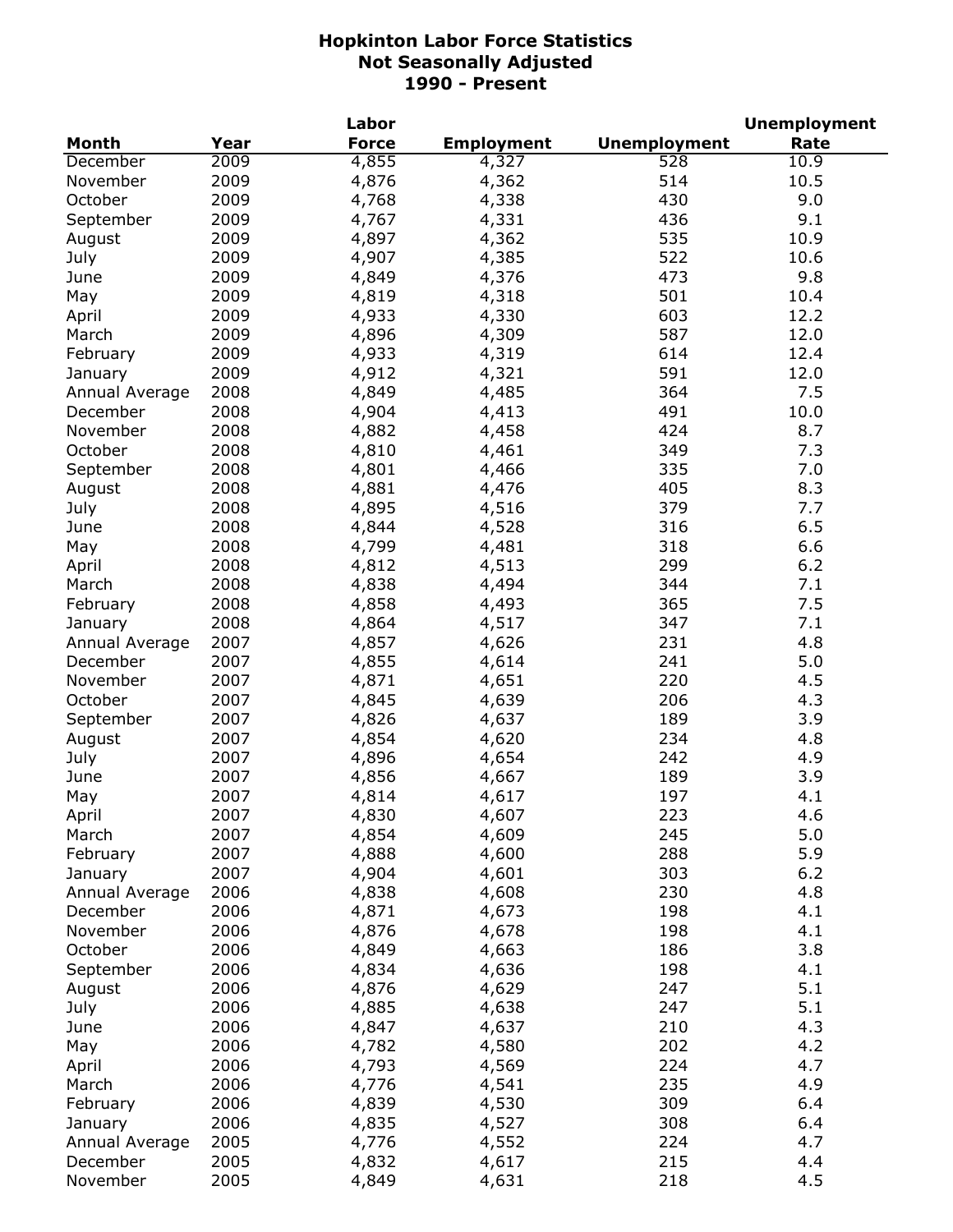# Hopkinton Labor Force Statistics
## Not Seasonally Adjusted
## 1990 - Present

| Month | Year | Labor Force | Employment | Unemployment | Unemployment Rate |
|---|---|---|---|---|---|
| December | 2009 | 4,855 | 4,327 | 528 | 10.9 |
| November | 2009 | 4,876 | 4,362 | 514 | 10.5 |
| October | 2009 | 4,768 | 4,338 | 430 | 9.0 |
| September | 2009 | 4,767 | 4,331 | 436 | 9.1 |
| August | 2009 | 4,897 | 4,362 | 535 | 10.9 |
| July | 2009 | 4,907 | 4,385 | 522 | 10.6 |
| June | 2009 | 4,849 | 4,376 | 473 | 9.8 |
| May | 2009 | 4,819 | 4,318 | 501 | 10.4 |
| April | 2009 | 4,933 | 4,330 | 603 | 12.2 |
| March | 2009 | 4,896 | 4,309 | 587 | 12.0 |
| February | 2009 | 4,933 | 4,319 | 614 | 12.4 |
| January | 2009 | 4,912 | 4,321 | 591 | 12.0 |
| Annual Average | 2008 | 4,849 | 4,485 | 364 | 7.5 |
| December | 2008 | 4,904 | 4,413 | 491 | 10.0 |
| November | 2008 | 4,882 | 4,458 | 424 | 8.7 |
| October | 2008 | 4,810 | 4,461 | 349 | 7.3 |
| September | 2008 | 4,801 | 4,466 | 335 | 7.0 |
| August | 2008 | 4,881 | 4,476 | 405 | 8.3 |
| July | 2008 | 4,895 | 4,516 | 379 | 7.7 |
| June | 2008 | 4,844 | 4,528 | 316 | 6.5 |
| May | 2008 | 4,799 | 4,481 | 318 | 6.6 |
| April | 2008 | 4,812 | 4,513 | 299 | 6.2 |
| March | 2008 | 4,838 | 4,494 | 344 | 7.1 |
| February | 2008 | 4,858 | 4,493 | 365 | 7.5 |
| January | 2008 | 4,864 | 4,517 | 347 | 7.1 |
| Annual Average | 2007 | 4,857 | 4,626 | 231 | 4.8 |
| December | 2007 | 4,855 | 4,614 | 241 | 5.0 |
| November | 2007 | 4,871 | 4,651 | 220 | 4.5 |
| October | 2007 | 4,845 | 4,639 | 206 | 4.3 |
| September | 2007 | 4,826 | 4,637 | 189 | 3.9 |
| August | 2007 | 4,854 | 4,620 | 234 | 4.8 |
| July | 2007 | 4,896 | 4,654 | 242 | 4.9 |
| June | 2007 | 4,856 | 4,667 | 189 | 3.9 |
| May | 2007 | 4,814 | 4,617 | 197 | 4.1 |
| April | 2007 | 4,830 | 4,607 | 223 | 4.6 |
| March | 2007 | 4,854 | 4,609 | 245 | 5.0 |
| February | 2007 | 4,888 | 4,600 | 288 | 5.9 |
| January | 2007 | 4,904 | 4,601 | 303 | 6.2 |
| Annual Average | 2006 | 4,838 | 4,608 | 230 | 4.8 |
| December | 2006 | 4,871 | 4,673 | 198 | 4.1 |
| November | 2006 | 4,876 | 4,678 | 198 | 4.1 |
| October | 2006 | 4,849 | 4,663 | 186 | 3.8 |
| September | 2006 | 4,834 | 4,636 | 198 | 4.1 |
| August | 2006 | 4,876 | 4,629 | 247 | 5.1 |
| July | 2006 | 4,885 | 4,638 | 247 | 5.1 |
| June | 2006 | 4,847 | 4,637 | 210 | 4.3 |
| May | 2006 | 4,782 | 4,580 | 202 | 4.2 |
| April | 2006 | 4,793 | 4,569 | 224 | 4.7 |
| March | 2006 | 4,776 | 4,541 | 235 | 4.9 |
| February | 2006 | 4,839 | 4,530 | 309 | 6.4 |
| January | 2006 | 4,835 | 4,527 | 308 | 6.4 |
| Annual Average | 2005 | 4,776 | 4,552 | 224 | 4.7 |
| December | 2005 | 4,832 | 4,617 | 215 | 4.4 |
| November | 2005 | 4,849 | 4,631 | 218 | 4.5 |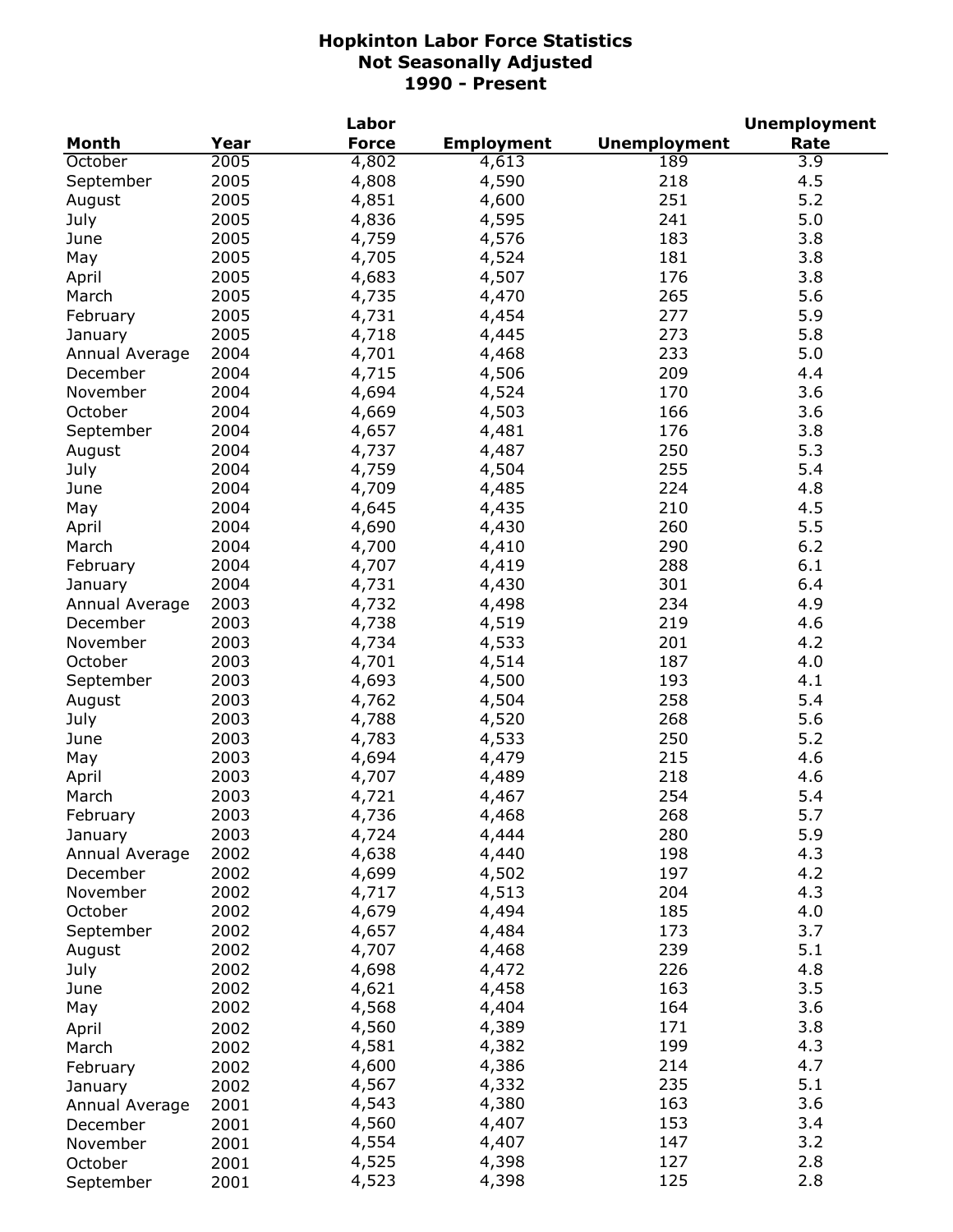**Hopkinton Labor Force Statistics**
**Not Seasonally Adjusted**
**1990 - Present**

| Month | Year | Labor Force | Employment | Unemployment | Unemployment Rate |
|---|---|---|---|---|---|
| October | 2005 | 4,802 | 4,613 | 189 | 3.9 |
| September | 2005 | 4,808 | 4,590 | 218 | 4.5 |
| August | 2005 | 4,851 | 4,600 | 251 | 5.2 |
| July | 2005 | 4,836 | 4,595 | 241 | 5.0 |
| June | 2005 | 4,759 | 4,576 | 183 | 3.8 |
| May | 2005 | 4,705 | 4,524 | 181 | 3.8 |
| April | 2005 | 4,683 | 4,507 | 176 | 3.8 |
| March | 2005 | 4,735 | 4,470 | 265 | 5.6 |
| February | 2005 | 4,731 | 4,454 | 277 | 5.9 |
| January | 2005 | 4,718 | 4,445 | 273 | 5.8 |
| Annual Average | 2004 | 4,701 | 4,468 | 233 | 5.0 |
| December | 2004 | 4,715 | 4,506 | 209 | 4.4 |
| November | 2004 | 4,694 | 4,524 | 170 | 3.6 |
| October | 2004 | 4,669 | 4,503 | 166 | 3.6 |
| September | 2004 | 4,657 | 4,481 | 176 | 3.8 |
| August | 2004 | 4,737 | 4,487 | 250 | 5.3 |
| July | 2004 | 4,759 | 4,504 | 255 | 5.4 |
| June | 2004 | 4,709 | 4,485 | 224 | 4.8 |
| May | 2004 | 4,645 | 4,435 | 210 | 4.5 |
| April | 2004 | 4,690 | 4,430 | 260 | 5.5 |
| March | 2004 | 4,700 | 4,410 | 290 | 6.2 |
| February | 2004 | 4,707 | 4,419 | 288 | 6.1 |
| January | 2004 | 4,731 | 4,430 | 301 | 6.4 |
| Annual Average | 2003 | 4,732 | 4,498 | 234 | 4.9 |
| December | 2003 | 4,738 | 4,519 | 219 | 4.6 |
| November | 2003 | 4,734 | 4,533 | 201 | 4.2 |
| October | 2003 | 4,701 | 4,514 | 187 | 4.0 |
| September | 2003 | 4,693 | 4,500 | 193 | 4.1 |
| August | 2003 | 4,762 | 4,504 | 258 | 5.4 |
| July | 2003 | 4,788 | 4,520 | 268 | 5.6 |
| June | 2003 | 4,783 | 4,533 | 250 | 5.2 |
| May | 2003 | 4,694 | 4,479 | 215 | 4.6 |
| April | 2003 | 4,707 | 4,489 | 218 | 4.6 |
| March | 2003 | 4,721 | 4,467 | 254 | 5.4 |
| February | 2003 | 4,736 | 4,468 | 268 | 5.7 |
| January | 2003 | 4,724 | 4,444 | 280 | 5.9 |
| Annual Average | 2002 | 4,638 | 4,440 | 198 | 4.3 |
| December | 2002 | 4,699 | 4,502 | 197 | 4.2 |
| November | 2002 | 4,717 | 4,513 | 204 | 4.3 |
| October | 2002 | 4,679 | 4,494 | 185 | 4.0 |
| September | 2002 | 4,657 | 4,484 | 173 | 3.7 |
| August | 2002 | 4,707 | 4,468 | 239 | 5.1 |
| July | 2002 | 4,698 | 4,472 | 226 | 4.8 |
| June | 2002 | 4,621 | 4,458 | 163 | 3.5 |
| May | 2002 | 4,568 | 4,404 | 164 | 3.6 |
| April | 2002 | 4,560 | 4,389 | 171 | 3.8 |
| March | 2002 | 4,581 | 4,382 | 199 | 4.3 |
| February | 2002 | 4,600 | 4,386 | 214 | 4.7 |
| January | 2002 | 4,567 | 4,332 | 235 | 5.1 |
| Annual Average | 2001 | 4,543 | 4,380 | 163 | 3.6 |
| December | 2001 | 4,560 | 4,407 | 153 | 3.4 |
| November | 2001 | 4,554 | 4,407 | 147 | 3.2 |
| October | 2001 | 4,525 | 4,398 | 127 | 2.8 |
| September | 2001 | 4,523 | 4,398 | 125 | 2.8 |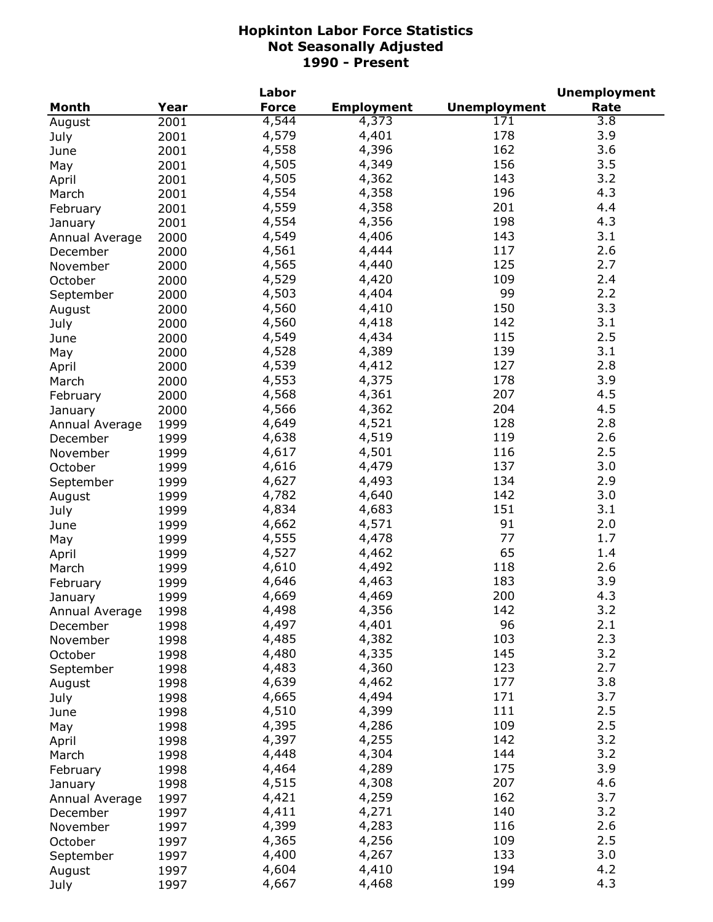# Hopkinton Labor Force Statistics
## Not Seasonally Adjusted
## 1990 - Present

| Month | Year | Labor Force | Employment | Unemployment | Unemployment Rate |
|---|---|---|---|---|---|
| August | 2001 | 4,544 | 4,373 | 171 | 3.8 |
| July | 2001 | 4,579 | 4,401 | 178 | 3.9 |
| June | 2001 | 4,558 | 4,396 | 162 | 3.6 |
| May | 2001 | 4,505 | 4,349 | 156 | 3.5 |
| April | 2001 | 4,505 | 4,362 | 143 | 3.2 |
| March | 2001 | 4,554 | 4,358 | 196 | 4.3 |
| February | 2001 | 4,559 | 4,358 | 201 | 4.4 |
| January | 2001 | 4,554 | 4,356 | 198 | 4.3 |
| Annual Average | 2000 | 4,549 | 4,406 | 143 | 3.1 |
| December | 2000 | 4,561 | 4,444 | 117 | 2.6 |
| November | 2000 | 4,565 | 4,440 | 125 | 2.7 |
| October | 2000 | 4,529 | 4,420 | 109 | 2.4 |
| September | 2000 | 4,503 | 4,404 | 99 | 2.2 |
| August | 2000 | 4,560 | 4,410 | 150 | 3.3 |
| July | 2000 | 4,560 | 4,418 | 142 | 3.1 |
| June | 2000 | 4,549 | 4,434 | 115 | 2.5 |
| May | 2000 | 4,528 | 4,389 | 139 | 3.1 |
| April | 2000 | 4,539 | 4,412 | 127 | 2.8 |
| March | 2000 | 4,553 | 4,375 | 178 | 3.9 |
| February | 2000 | 4,568 | 4,361 | 207 | 4.5 |
| January | 2000 | 4,566 | 4,362 | 204 | 4.5 |
| Annual Average | 1999 | 4,649 | 4,521 | 128 | 2.8 |
| December | 1999 | 4,638 | 4,519 | 119 | 2.6 |
| November | 1999 | 4,617 | 4,501 | 116 | 2.5 |
| October | 1999 | 4,616 | 4,479 | 137 | 3.0 |
| September | 1999 | 4,627 | 4,493 | 134 | 2.9 |
| August | 1999 | 4,782 | 4,640 | 142 | 3.0 |
| July | 1999 | 4,834 | 4,683 | 151 | 3.1 |
| June | 1999 | 4,662 | 4,571 | 91 | 2.0 |
| May | 1999 | 4,555 | 4,478 | 77 | 1.7 |
| April | 1999 | 4,527 | 4,462 | 65 | 1.4 |
| March | 1999 | 4,610 | 4,492 | 118 | 2.6 |
| February | 1999 | 4,646 | 4,463 | 183 | 3.9 |
| January | 1999 | 4,669 | 4,469 | 200 | 4.3 |
| Annual Average | 1998 | 4,498 | 4,356 | 142 | 3.2 |
| December | 1998 | 4,497 | 4,401 | 96 | 2.1 |
| November | 1998 | 4,485 | 4,382 | 103 | 2.3 |
| October | 1998 | 4,480 | 4,335 | 145 | 3.2 |
| September | 1998 | 4,483 | 4,360 | 123 | 2.7 |
| August | 1998 | 4,639 | 4,462 | 177 | 3.8 |
| July | 1998 | 4,665 | 4,494 | 171 | 3.7 |
| June | 1998 | 4,510 | 4,399 | 111 | 2.5 |
| May | 1998 | 4,395 | 4,286 | 109 | 2.5 |
| April | 1998 | 4,397 | 4,255 | 142 | 3.2 |
| March | 1998 | 4,448 | 4,304 | 144 | 3.2 |
| February | 1998 | 4,464 | 4,289 | 175 | 3.9 |
| January | 1998 | 4,515 | 4,308 | 207 | 4.6 |
| Annual Average | 1997 | 4,421 | 4,259 | 162 | 3.7 |
| December | 1997 | 4,411 | 4,271 | 140 | 3.2 |
| November | 1997 | 4,399 | 4,283 | 116 | 2.6 |
| October | 1997 | 4,365 | 4,256 | 109 | 2.5 |
| September | 1997 | 4,400 | 4,267 | 133 | 3.0 |
| August | 1997 | 4,604 | 4,410 | 194 | 4.2 |
| July | 1997 | 4,667 | 4,468 | 199 | 4.3 |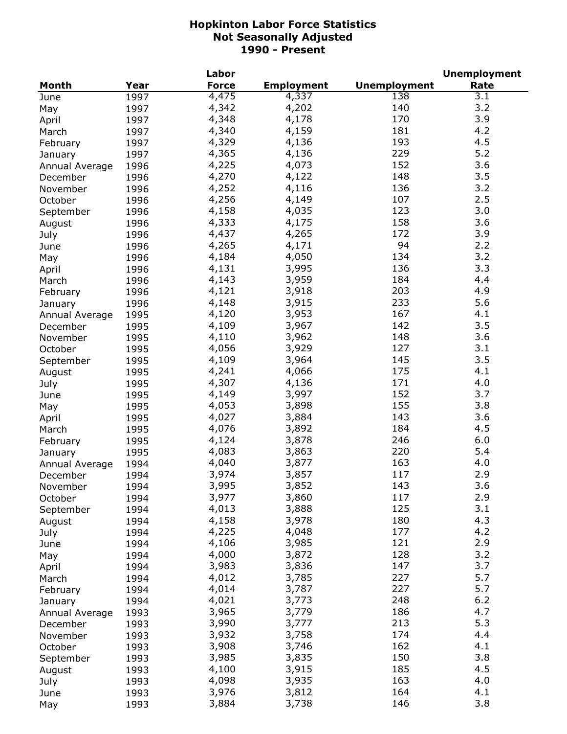**Hopkinton Labor Force Statistics**
**Not Seasonally Adjusted**
**1990 - Present**

| Month | Year | Labor Force | Employment | Unemployment | Unemployment Rate |
|---|---|---|---|---|---|
| June | 1997 | 4,475 | 4,337 | 138 | 3.1 |
| May | 1997 | 4,342 | 4,202 | 140 | 3.2 |
| April | 1997 | 4,348 | 4,178 | 170 | 3.9 |
| March | 1997 | 4,340 | 4,159 | 181 | 4.2 |
| February | 1997 | 4,329 | 4,136 | 193 | 4.5 |
| January | 1997 | 4,365 | 4,136 | 229 | 5.2 |
| Annual Average | 1996 | 4,225 | 4,073 | 152 | 3.6 |
| December | 1996 | 4,270 | 4,122 | 148 | 3.5 |
| November | 1996 | 4,252 | 4,116 | 136 | 3.2 |
| October | 1996 | 4,256 | 4,149 | 107 | 2.5 |
| September | 1996 | 4,158 | 4,035 | 123 | 3.0 |
| August | 1996 | 4,333 | 4,175 | 158 | 3.6 |
| July | 1996 | 4,437 | 4,265 | 172 | 3.9 |
| June | 1996 | 4,265 | 4,171 | 94 | 2.2 |
| May | 1996 | 4,184 | 4,050 | 134 | 3.2 |
| April | 1996 | 4,131 | 3,995 | 136 | 3.3 |
| March | 1996 | 4,143 | 3,959 | 184 | 4.4 |
| February | 1996 | 4,121 | 3,918 | 203 | 4.9 |
| January | 1996 | 4,148 | 3,915 | 233 | 5.6 |
| Annual Average | 1995 | 4,120 | 3,953 | 167 | 4.1 |
| December | 1995 | 4,109 | 3,967 | 142 | 3.5 |
| November | 1995 | 4,110 | 3,962 | 148 | 3.6 |
| October | 1995 | 4,056 | 3,929 | 127 | 3.1 |
| September | 1995 | 4,109 | 3,964 | 145 | 3.5 |
| August | 1995 | 4,241 | 4,066 | 175 | 4.1 |
| July | 1995 | 4,307 | 4,136 | 171 | 4.0 |
| June | 1995 | 4,149 | 3,997 | 152 | 3.7 |
| May | 1995 | 4,053 | 3,898 | 155 | 3.8 |
| April | 1995 | 4,027 | 3,884 | 143 | 3.6 |
| March | 1995 | 4,076 | 3,892 | 184 | 4.5 |
| February | 1995 | 4,124 | 3,878 | 246 | 6.0 |
| January | 1995 | 4,083 | 3,863 | 220 | 5.4 |
| Annual Average | 1994 | 4,040 | 3,877 | 163 | 4.0 |
| December | 1994 | 3,974 | 3,857 | 117 | 2.9 |
| November | 1994 | 3,995 | 3,852 | 143 | 3.6 |
| October | 1994 | 3,977 | 3,860 | 117 | 2.9 |
| September | 1994 | 4,013 | 3,888 | 125 | 3.1 |
| August | 1994 | 4,158 | 3,978 | 180 | 4.3 |
| July | 1994 | 4,225 | 4,048 | 177 | 4.2 |
| June | 1994 | 4,106 | 3,985 | 121 | 2.9 |
| May | 1994 | 4,000 | 3,872 | 128 | 3.2 |
| April | 1994 | 3,983 | 3,836 | 147 | 3.7 |
| March | 1994 | 4,012 | 3,785 | 227 | 5.7 |
| February | 1994 | 4,014 | 3,787 | 227 | 5.7 |
| January | 1994 | 4,021 | 3,773 | 248 | 6.2 |
| Annual Average | 1993 | 3,965 | 3,779 | 186 | 4.7 |
| December | 1993 | 3,990 | 3,777 | 213 | 5.3 |
| November | 1993 | 3,932 | 3,758 | 174 | 4.4 |
| October | 1993 | 3,908 | 3,746 | 162 | 4.1 |
| September | 1993 | 3,985 | 3,835 | 150 | 3.8 |
| August | 1993 | 4,100 | 3,915 | 185 | 4.5 |
| July | 1993 | 4,098 | 3,935 | 163 | 4.0 |
| June | 1993 | 3,976 | 3,812 | 164 | 4.1 |
| May | 1993 | 3,884 | 3,738 | 146 | 3.8 |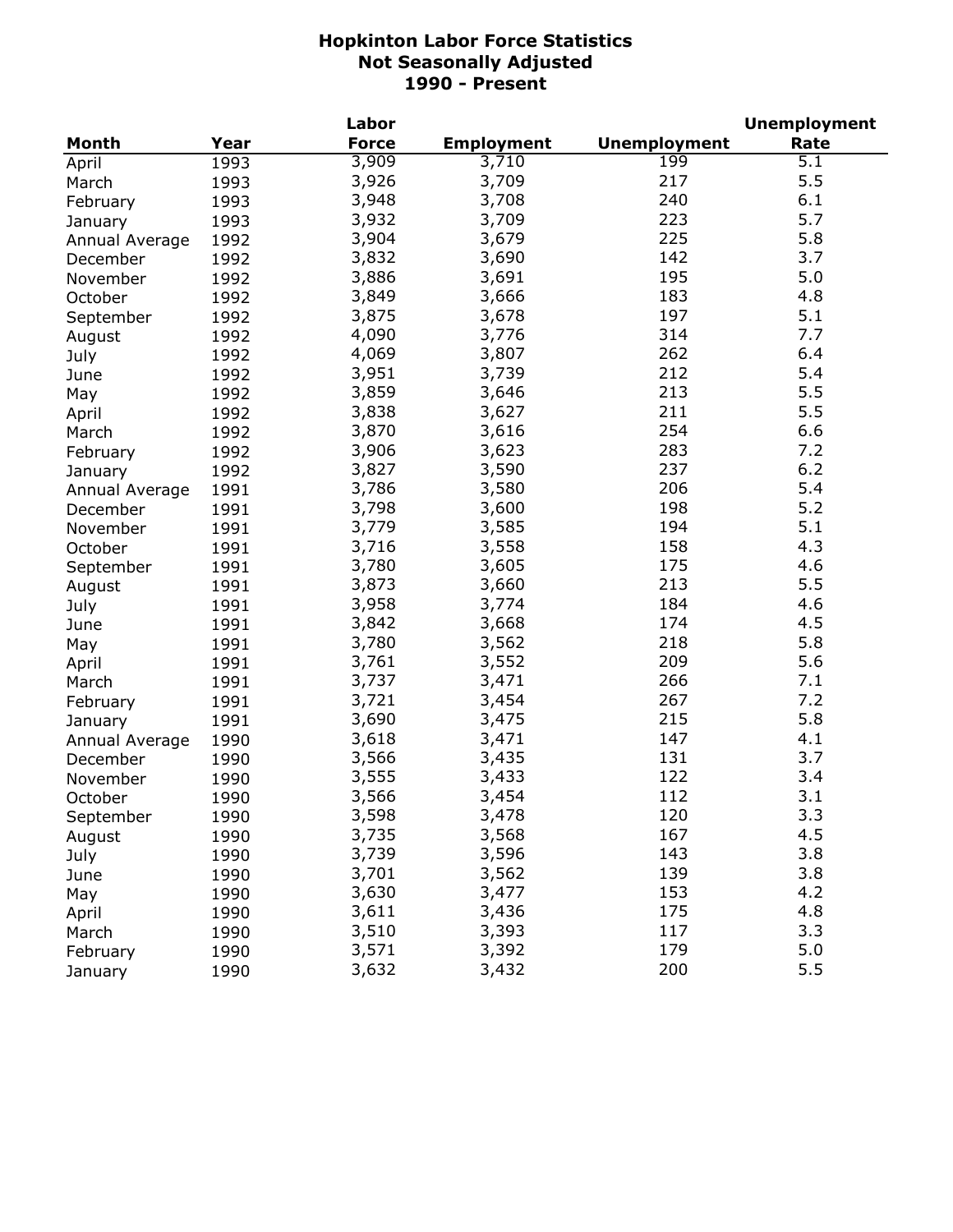# Hopkinton Labor Force Statistics
## Not Seasonally Adjusted
## 1990 - Present

| Month | Year | Labor Force | Employment | Unemployment | Unemployment Rate |
|---|---|---|---|---|---|
| April | 1993 | 3,909 | 3,710 | 199 | 5.1 |
| March | 1993 | 3,926 | 3,709 | 217 | 5.5 |
| February | 1993 | 3,948 | 3,708 | 240 | 6.1 |
| January | 1993 | 3,932 | 3,709 | 223 | 5.7 |
| Annual Average | 1992 | 3,904 | 3,679 | 225 | 5.8 |
| December | 1992 | 3,832 | 3,690 | 142 | 3.7 |
| November | 1992 | 3,886 | 3,691 | 195 | 5.0 |
| October | 1992 | 3,849 | 3,666 | 183 | 4.8 |
| September | 1992 | 3,875 | 3,678 | 197 | 5.1 |
| August | 1992 | 4,090 | 3,776 | 314 | 7.7 |
| July | 1992 | 4,069 | 3,807 | 262 | 6.4 |
| June | 1992 | 3,951 | 3,739 | 212 | 5.4 |
| May | 1992 | 3,859 | 3,646 | 213 | 5.5 |
| April | 1992 | 3,838 | 3,627 | 211 | 5.5 |
| March | 1992 | 3,870 | 3,616 | 254 | 6.6 |
| February | 1992 | 3,906 | 3,623 | 283 | 7.2 |
| January | 1992 | 3,827 | 3,590 | 237 | 6.2 |
| Annual Average | 1991 | 3,786 | 3,580 | 206 | 5.4 |
| December | 1991 | 3,798 | 3,600 | 198 | 5.2 |
| November | 1991 | 3,779 | 3,585 | 194 | 5.1 |
| October | 1991 | 3,716 | 3,558 | 158 | 4.3 |
| September | 1991 | 3,780 | 3,605 | 175 | 4.6 |
| August | 1991 | 3,873 | 3,660 | 213 | 5.5 |
| July | 1991 | 3,958 | 3,774 | 184 | 4.6 |
| June | 1991 | 3,842 | 3,668 | 174 | 4.5 |
| May | 1991 | 3,780 | 3,562 | 218 | 5.8 |
| April | 1991 | 3,761 | 3,552 | 209 | 5.6 |
| March | 1991 | 3,737 | 3,471 | 266 | 7.1 |
| February | 1991 | 3,721 | 3,454 | 267 | 7.2 |
| January | 1991 | 3,690 | 3,475 | 215 | 5.8 |
| Annual Average | 1990 | 3,618 | 3,471 | 147 | 4.1 |
| December | 1990 | 3,566 | 3,435 | 131 | 3.7 |
| November | 1990 | 3,555 | 3,433 | 122 | 3.4 |
| October | 1990 | 3,566 | 3,454 | 112 | 3.1 |
| September | 1990 | 3,598 | 3,478 | 120 | 3.3 |
| August | 1990 | 3,735 | 3,568 | 167 | 4.5 |
| July | 1990 | 3,739 | 3,596 | 143 | 3.8 |
| June | 1990 | 3,701 | 3,562 | 139 | 3.8 |
| May | 1990 | 3,630 | 3,477 | 153 | 4.2 |
| April | 1990 | 3,611 | 3,436 | 175 | 4.8 |
| March | 1990 | 3,510 | 3,393 | 117 | 3.3 |
| February | 1990 | 3,571 | 3,392 | 179 | 5.0 |
| January | 1990 | 3,632 | 3,432 | 200 | 5.5 |